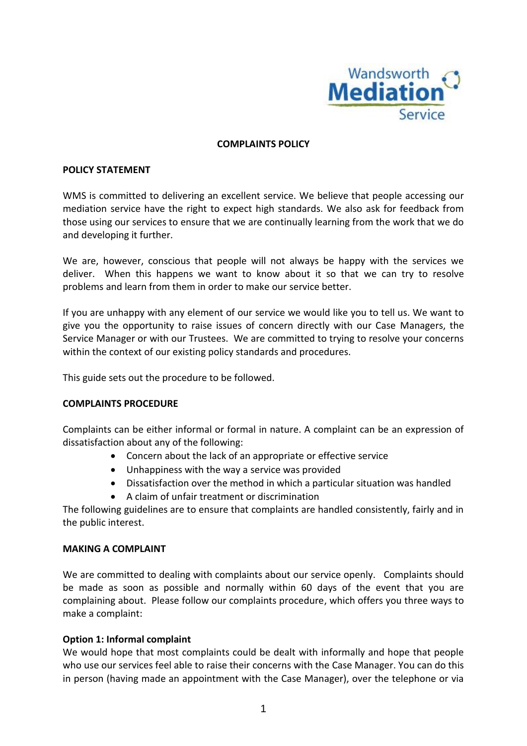# COMPLAINTS POLICY

## POLICY STATEMENT

WMS is committed to delivering an excellent service. We believe that people accessing our mediation service have the right to expect high standards. We also ask for feedback from those using our services to ensure that we are continually learning from the work that we do and developing it further.

We are, however, conscious that people will not always be happy with the services we deliver. When this happens we want to know about it so that we can try to resolve problems and learn from them in order to make our service better.

If you are unhappy with any element of our service we would like you to tell us. We want to give you the opportunity to raise issues of concern directly with our Case Managers, the Service Manager or with our Trustees. We are committed to trying to resolve your concerns within the context of our existing policy standards and procedures.

This guide sets out the procedure to be followed.

## COMPLAINTS PROCEDURE

Complaints can be either informal or formal in nature. A complaint can be an expression of dissatisfaction about any of the following:

- Concern about the lack of an appropriate or effective service
- Unhappiness with the way a service was provided
- Dissatisfaction over the method in which a particular situation was handled
- A claim of unfair treatment or discrimination

The following guidelines are to ensure that complaints are handled consistently, fairly and in the public interest.

## MAKING A COMPLAINT

We are committed to dealing with complaints about our service openly. Complaints should be made as soon as possible and normally within 60 days of the event that you are complaining about. Please follow our complaints procedure, which offers you three ways to make a complaint:

### Option 1: Informal complaint

We would hope that most complaints could be dealt with informally and hope that people who use our services feel able to raise their concerns with the Case Manager. You can do this in person (having made an appointment with the Case Manager), over the telephone or via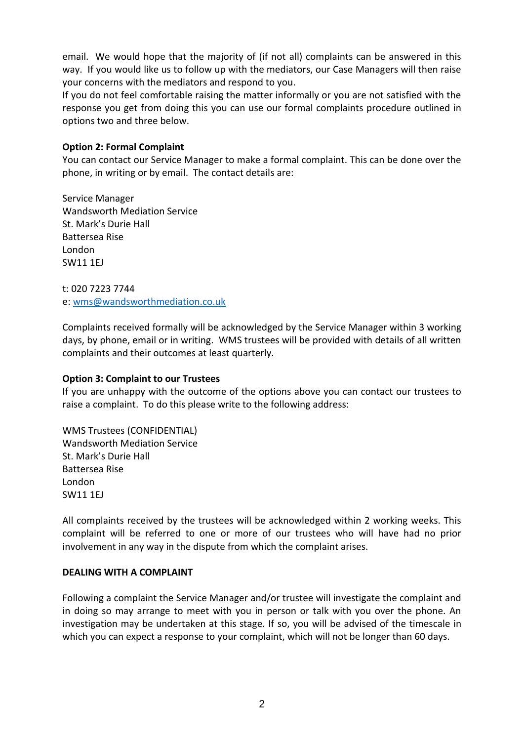email. We would hope that the majority of (if not all) complaints can be answered in this way. If you would like us to follow up with the mediators, our Case Managers will then raise your concerns with the mediators and respond to you.

If you do not feel comfortable raising the matter informally or you are not satisfied with the response you get from doing this you can use our formal complaints procedure outlined in options two and three below.

**Option 2: Formal Complaint**

You can contact our Service Manager to make a formal complaint. This can be done over the phone, in writing or by email. The contact details are:

Service Manager
Wandsworth Mediation Service
St. Mark's Durie Hall
Battersea Rise
London
SW11 1EJ

t: 020 7223 7744
e: wms@wandsworthmediation.co.uk

Complaints received formally will be acknowledged by the Service Manager within 3 working days, by phone, email or in writing. WMS trustees will be provided with details of all written complaints and their outcomes at least quarterly.

**Option 3: Complaint to our Trustees**

If you are unhappy with the outcome of the options above you can contact our trustees to raise a complaint. To do this please write to the following address:

WMS Trustees (CONFIDENTIAL)
Wandsworth Mediation Service
St. Mark's Durie Hall
Battersea Rise
London
SW11 1EJ

All complaints received by the trustees will be acknowledged within 2 working weeks. This complaint will be referred to one or more of our trustees who will have had no prior involvement in any way in the dispute from which the complaint arises.

**DEALING WITH A COMPLAINT**

Following a complaint the Service Manager and/or trustee will investigate the complaint and in doing so may arrange to meet with you in person or talk with you over the phone. An investigation may be undertaken at this stage. If so, you will be advised of the timescale in which you can expect a response to your complaint, which will not be longer than 60 days.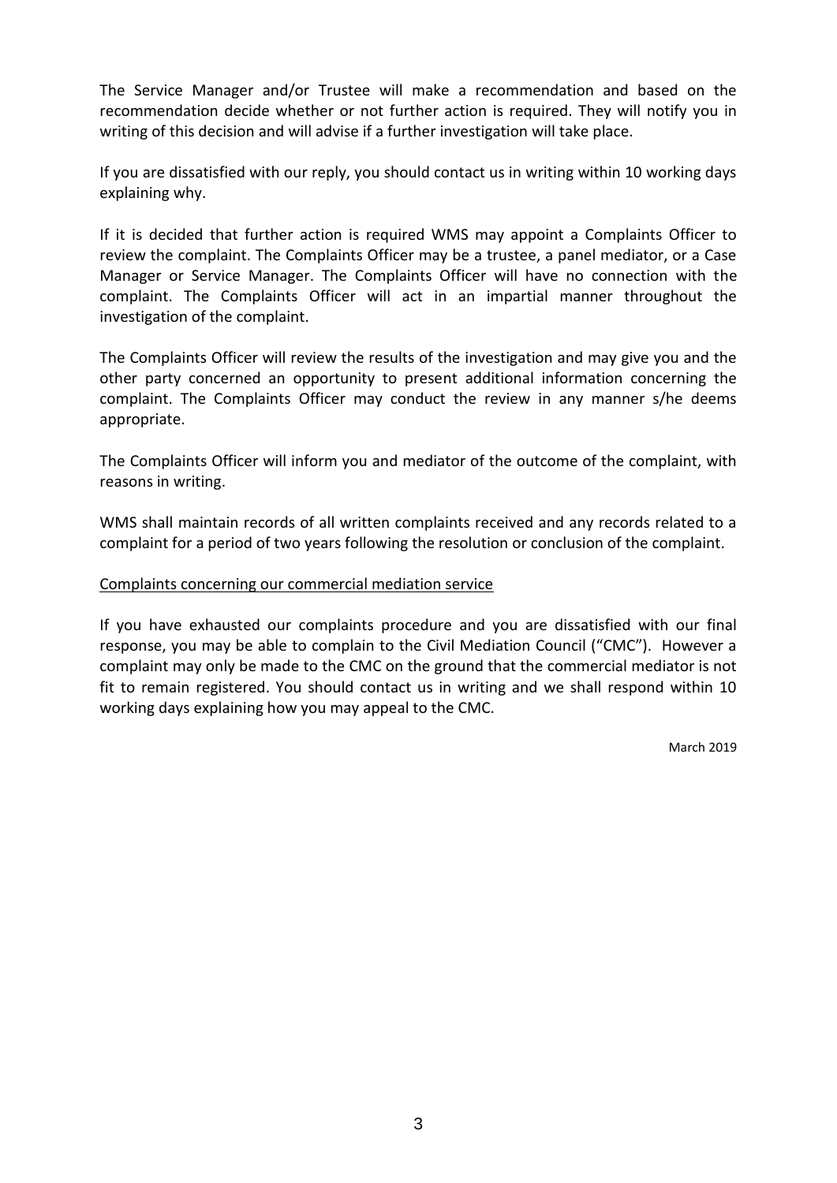The Service Manager and/or Trustee will make a recommendation and based on the recommendation decide whether or not further action is required. They will notify you in writing of this decision and will advise if a further investigation will take place.

If you are dissatisfied with our reply, you should contact us in writing within 10 working days explaining why.

If it is decided that further action is required WMS may appoint a Complaints Officer to review the complaint. The Complaints Officer may be a trustee, a panel mediator, or a Case Manager or Service Manager. The Complaints Officer will have no connection with the complaint. The Complaints Officer will act in an impartial manner throughout the investigation of the complaint.

The Complaints Officer will review the results of the investigation and may give you and the other party concerned an opportunity to present additional information concerning the complaint. The Complaints Officer may conduct the review in any manner s/he deems appropriate.

The Complaints Officer will inform you and mediator of the outcome of the complaint, with reasons in writing.

WMS shall maintain records of all written complaints received and any records related to a complaint for a period of two years following the resolution or conclusion of the complaint.

<u>Complaints concerning our commercial mediation service</u>

If you have exhausted our complaints procedure and you are dissatisfied with our final response, you may be able to complain to the Civil Mediation Council ("CMC"). However a complaint may only be made to the CMC on the ground that the commercial mediator is not fit to remain registered. You should contact us in writing and we shall respond within 10 working days explaining how you may appeal to the CMC.

March 2019